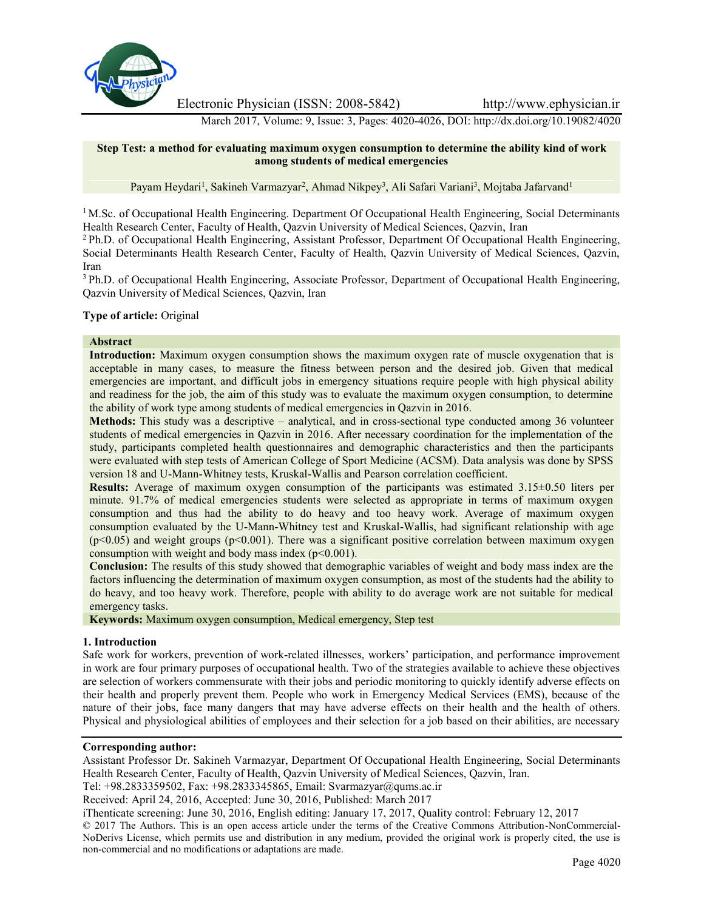# Step Test: a method for evaluating maximum oxygen consumption to determine the ability kind of work among students of medical emergencies

Payam Heydari[1], Sakineh Varmazyar[2], Ahmad Nikpey[3], Ali Safari Variani[3], Mojtaba Jafarvand[1]

[1] M.Sc. of Occupational Health Engineering. Department Of Occupational Health Engineering, Social Determinants Health Research Center, Faculty of Health, Qazvin University of Medical Sciences, Qazvin, Iran

[2] Ph.D. of Occupational Health Engineering, Assistant Professor, Department Of Occupational Health Engineering, Social Determinants Health Research Center, Faculty of Health, Qazvin University of Medical Sciences, Qazvin, Iran

[3] Ph.D. of Occupational Health Engineering, Associate Professor, Department of Occupational Health Engineering, Qazvin University of Medical Sciences, Qazvin, Iran

**Type of article:** Original

## Abstract

**Introduction:** Maximum oxygen consumption shows the maximum oxygen rate of muscle oxygenation that is acceptable in many cases, to measure the fitness between person and the desired job. Given that medical emergencies are important, and difficult jobs in emergency situations require people with high physical ability and readiness for the job, the aim of this study was to evaluate the maximum oxygen consumption, to determine the ability of work type among students of medical emergencies in Qazvin in 2016.

**Methods:** This study was a descriptive – analytical, and in cross-sectional type conducted among 36 volunteer students of medical emergencies in Qazvin in 2016. After necessary coordination for the implementation of the study, participants completed health questionnaires and demographic characteristics and then the participants were evaluated with step tests of American College of Sport Medicine (ACSM). Data analysis was done by SPSS version 18 and U-Mann-Whitney tests, Kruskal-Wallis and Pearson correlation coefficient.

**Results:** Average of maximum oxygen consumption of the participants was estimated 3.15±0.50 liters per minute. 91.7% of medical emergencies students were selected as appropriate in terms of maximum oxygen consumption and thus had the ability to do heavy and too heavy work. Average of maximum oxygen consumption evaluated by the U-Mann-Whitney test and Kruskal-Wallis, had significant relationship with age ($p<0.05$) and weight groups ($p<0.001$). There was a significant positive correlation between maximum oxygen consumption with weight and body mass index ($p<0.001$).

**Conclusion:** The results of this study showed that demographic variables of weight and body mass index are the factors influencing the determination of maximum oxygen consumption, as most of the students had the ability to do heavy, and too heavy work. Therefore, people with ability to do average work are not suitable for medical emergency tasks.

**Keywords:** Maximum oxygen consumption, Medical emergency, Step test

## 1. Introduction

Safe work for workers, prevention of work-related illnesses, workers' participation, and performance improvement in work are four primary purposes of occupational health. Two of the strategies available to achieve these objectives are selection of workers commensurate with their jobs and periodic monitoring to quickly identify adverse effects on their health and properly prevent them. People who work in Emergency Medical Services (EMS), because of the nature of their jobs, face many dangers that may have adverse effects on their health and the health of others. Physical and physiological abilities of employees and their selection for a job based on their abilities, are necessary

**Corresponding author:**

Assistant Professor Dr. Sakineh Varmazyar, Department Of Occupational Health Engineering, Social Determinants Health Research Center, Faculty of Health, Qazvin University of Medical Sciences, Qazvin, Iran.

Tel: +98.2833359502, Fax: +98.2833345865, Email: Svarmazyar@qums.ac.ir

Received: April 24, 2016, Accepted: June 30, 2016, Published: March 2017

iThenticate screening: June 30, 2016, English editing: January 17, 2017, Quality control: February 12, 2017

© 2017 The Authors. This is an open access article under the terms of the Creative Commons Attribution-NonCommercial-NoDerivs License, which permits use and distribution in any medium, provided the original work is properly cited, the use is non-commercial and no modifications or adaptations are made.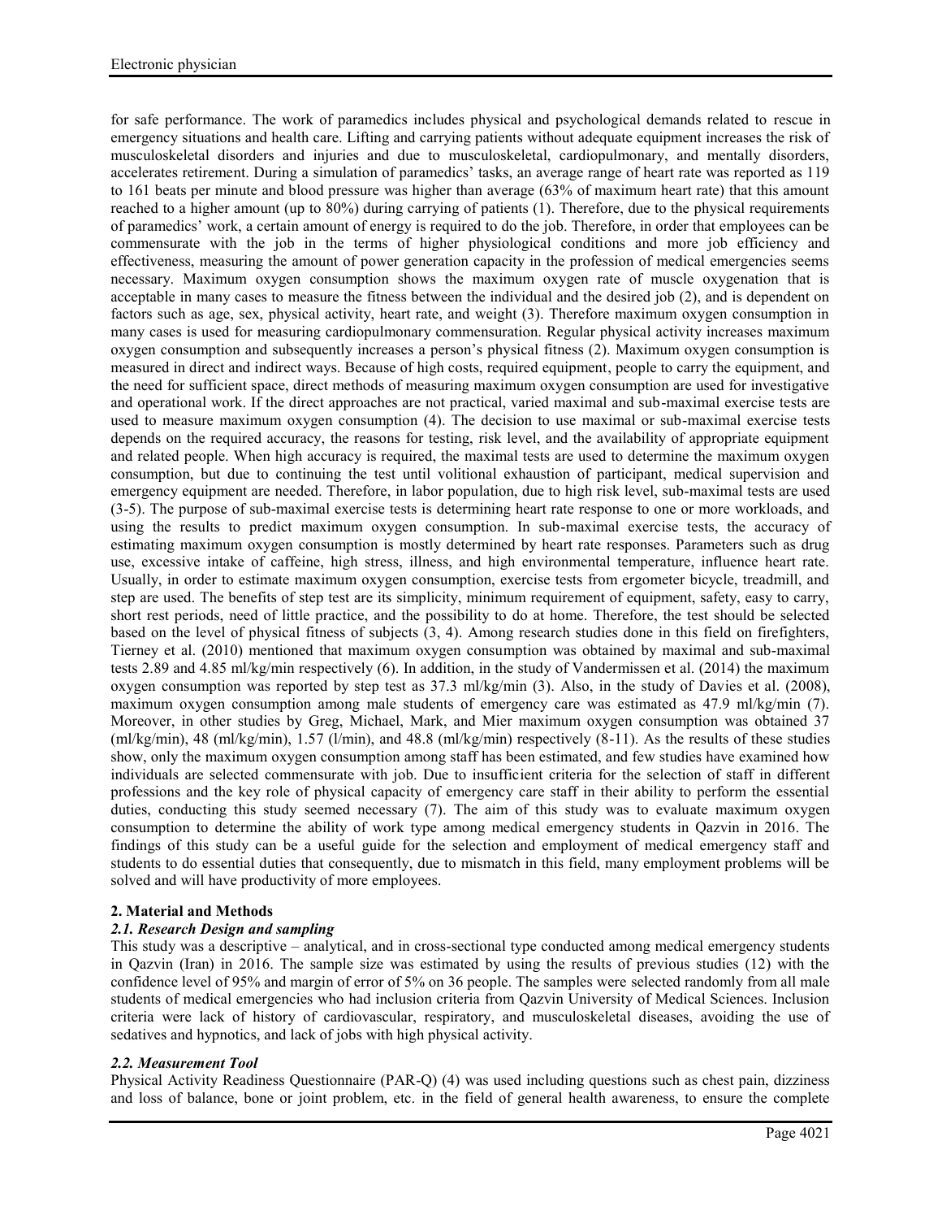for safe performance. The work of paramedics includes physical and psychological demands related to rescue in emergency situations and health care. Lifting and carrying patients without adequate equipment increases the risk of musculoskeletal disorders and injuries and due to musculoskeletal, cardiopulmonary, and mentally disorders, accelerates retirement. During a simulation of paramedics' tasks, an average range of heart rate was reported as 119 to 161 beats per minute and blood pressure was higher than average (63% of maximum heart rate) that this amount reached to a higher amount (up to 80%) during carrying of patients (1). Therefore, due to the physical requirements of paramedics' work, a certain amount of energy is required to do the job. Therefore, in order that employees can be commensurate with the job in the terms of higher physiological conditions and more job efficiency and effectiveness, measuring the amount of power generation capacity in the profession of medical emergencies seems necessary. Maximum oxygen consumption shows the maximum oxygen rate of muscle oxygenation that is acceptable in many cases to measure the fitness between the individual and the desired job (2), and is dependent on factors such as age, sex, physical activity, heart rate, and weight (3). Therefore maximum oxygen consumption in many cases is used for measuring cardiopulmonary commensuration. Regular physical activity increases maximum oxygen consumption and subsequently increases a person's physical fitness (2). Maximum oxygen consumption is measured in direct and indirect ways. Because of high costs, required equipment, people to carry the equipment, and the need for sufficient space, direct methods of measuring maximum oxygen consumption are used for investigative and operational work. If the direct approaches are not practical, varied maximal and sub-maximal exercise tests are used to measure maximum oxygen consumption (4). The decision to use maximal or sub-maximal exercise tests depends on the required accuracy, the reasons for testing, risk level, and the availability of appropriate equipment and related people. When high accuracy is required, the maximal tests are used to determine the maximum oxygen consumption, but due to continuing the test until volitional exhaustion of participant, medical supervision and emergency equipment are needed. Therefore, in labor population, due to high risk level, sub-maximal tests are used (3-5). The purpose of sub-maximal exercise tests is determining heart rate response to one or more workloads, and using the results to predict maximum oxygen consumption. In sub-maximal exercise tests, the accuracy of estimating maximum oxygen consumption is mostly determined by heart rate responses. Parameters such as drug use, excessive intake of caffeine, high stress, illness, and high environmental temperature, influence heart rate. Usually, in order to estimate maximum oxygen consumption, exercise tests from ergometer bicycle, treadmill, and step are used. The benefits of step test are its simplicity, minimum requirement of equipment, safety, easy to carry, short rest periods, need of little practice, and the possibility to do at home. Therefore, the test should be selected based on the level of physical fitness of subjects (3, 4). Among research studies done in this field on firefighters, Tierney et al. (2010) mentioned that maximum oxygen consumption was obtained by maximal and sub-maximal tests 2.89 and 4.85 ml/kg/min respectively (6). In addition, in the study of Vandermissen et al. (2014) the maximum oxygen consumption was reported by step test as 37.3 ml/kg/min (3). Also, in the study of Davies et al. (2008), maximum oxygen consumption among male students of emergency care was estimated as 47.9 ml/kg/min (7). Moreover, in other studies by Greg, Michael, Mark, and Mier maximum oxygen consumption was obtained 37 (ml/kg/min), 48 (ml/kg/min), 1.57 (l/min), and 48.8 (ml/kg/min) respectively (8-11). As the results of these studies show, only the maximum oxygen consumption among staff has been estimated, and few studies have examined how individuals are selected commensurate with job. Due to insufficient criteria for the selection of staff in different professions and the key role of physical capacity of emergency care staff in their ability to perform the essential duties, conducting this study seemed necessary (7). The aim of this study was to evaluate maximum oxygen consumption to determine the ability of work type among medical emergency students in Qazvin in 2016. The findings of this study can be a useful guide for the selection and employment of medical emergency staff and students to do essential duties that consequently, due to mismatch in this field, many employment problems will be solved and will have productivity of more employees.

## 2. Material and Methods

### *2.1. Research Design and sampling*

This study was a descriptive – analytical, and in cross-sectional type conducted among medical emergency students in Qazvin (Iran) in 2016. The sample size was estimated by using the results of previous studies (12) with the confidence level of 95% and margin of error of 5% on 36 people. The samples were selected randomly from all male students of medical emergencies who had inclusion criteria from Qazvin University of Medical Sciences. Inclusion criteria were lack of history of cardiovascular, respiratory, and musculoskeletal diseases, avoiding the use of sedatives and hypnotics, and lack of jobs with high physical activity.

### *2.2. Measurement Tool*

Physical Activity Readiness Questionnaire (PAR-Q) (4) was used including questions such as chest pain, dizziness and loss of balance, bone or joint problem, etc. in the field of general health awareness, to ensure the complete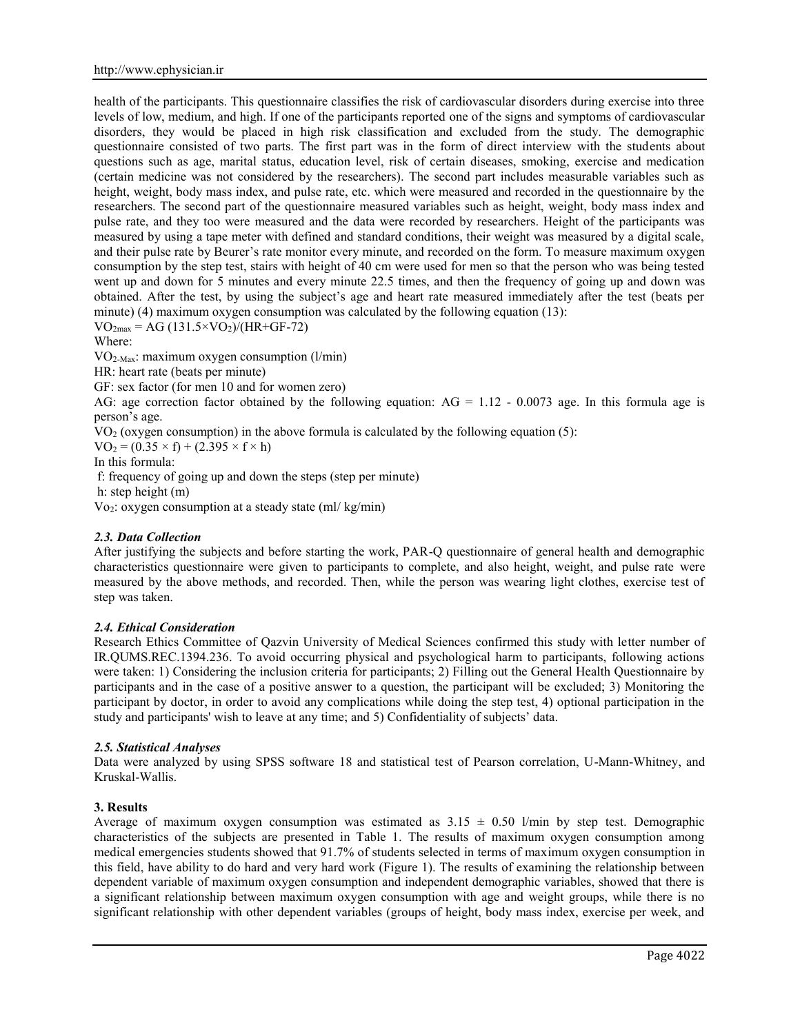health of the participants. This questionnaire classifies the risk of cardiovascular disorders during exercise into three levels of low, medium, and high. If one of the participants reported one of the signs and symptoms of cardiovascular disorders, they would be placed in high risk classification and excluded from the study. The demographic questionnaire consisted of two parts. The first part was in the form of direct interview with the students about questions such as age, marital status, education level, risk of certain diseases, smoking, exercise and medication (certain medicine was not considered by the researchers). The second part includes measurable variables such as height, weight, body mass index, and pulse rate, etc. which were measured and recorded in the questionnaire by the researchers. The second part of the questionnaire measured variables such as height, weight, body mass index and pulse rate, and they too were measured and the data were recorded by researchers. Height of the participants was measured by using a tape meter with defined and standard conditions, their weight was measured by a digital scale, and their pulse rate by Beurer's rate monitor every minute, and recorded on the form. To measure maximum oxygen consumption by the step test, stairs with height of 40 cm were used for men so that the person who was being tested went up and down for 5 minutes and every minute 22.5 times, and then the frequency of going up and down was obtained. After the test, by using the subject's age and heart rate measured immediately after the test (beats per minute) (4) maximum oxygen consumption was calculated by the following equation (13):

$VO_{2max} = AG\ (131.5 \times VO_2)/(HR+GF-72)$

Where:

$VO_{2\text{-}Max}$: maximum oxygen consumption (l/min)

HR: heart rate (beats per minute)

GF: sex factor (for men 10 and for women zero)

AG: age correction factor obtained by the following equation: AG = 1.12 - 0.0073 age. In this formula age is person's age.

$VO_2$ (oxygen consumption) in the above formula is calculated by the following equation (5):

$VO_2 = (0.35 \times f) + (2.395 \times f \times h)$

In this formula:

f: frequency of going up and down the steps (step per minute)

h: step height (m)

$Vo_2$: oxygen consumption at a steady state (ml/ kg/min)

### *2.3. Data Collection*

After justifying the subjects and before starting the work, PAR-Q questionnaire of general health and demographic characteristics questionnaire were given to participants to complete, and also height, weight, and pulse rate were measured by the above methods, and recorded. Then, while the person was wearing light clothes, exercise test of step was taken.

### *2.4. Ethical Consideration*

Research Ethics Committee of Qazvin University of Medical Sciences confirmed this study with letter number of IR.QUMS.REC.1394.236. To avoid occurring physical and psychological harm to participants, following actions were taken: 1) Considering the inclusion criteria for participants; 2) Filling out the General Health Questionnaire by participants and in the case of a positive answer to a question, the participant will be excluded; 3) Monitoring the participant by doctor, in order to avoid any complications while doing the step test, 4) optional participation in the study and participants' wish to leave at any time; and 5) Confidentiality of subjects' data.

### *2.5. Statistical Analyses*

Data were analyzed by using SPSS software 18 and statistical test of Pearson correlation, U-Mann-Whitney, and Kruskal-Wallis.

## 3. Results

Average of maximum oxygen consumption was estimated as $3.15 \pm 0.50$ l/min by step test. Demographic characteristics of the subjects are presented in Table 1. The results of maximum oxygen consumption among medical emergencies students showed that 91.7% of students selected in terms of maximum oxygen consumption in this field, have ability to do hard and very hard work (Figure 1). The results of examining the relationship between dependent variable of maximum oxygen consumption and independent demographic variables, showed that there is a significant relationship between maximum oxygen consumption with age and weight groups, while there is no significant relationship with other dependent variables (groups of height, body mass index, exercise per week, and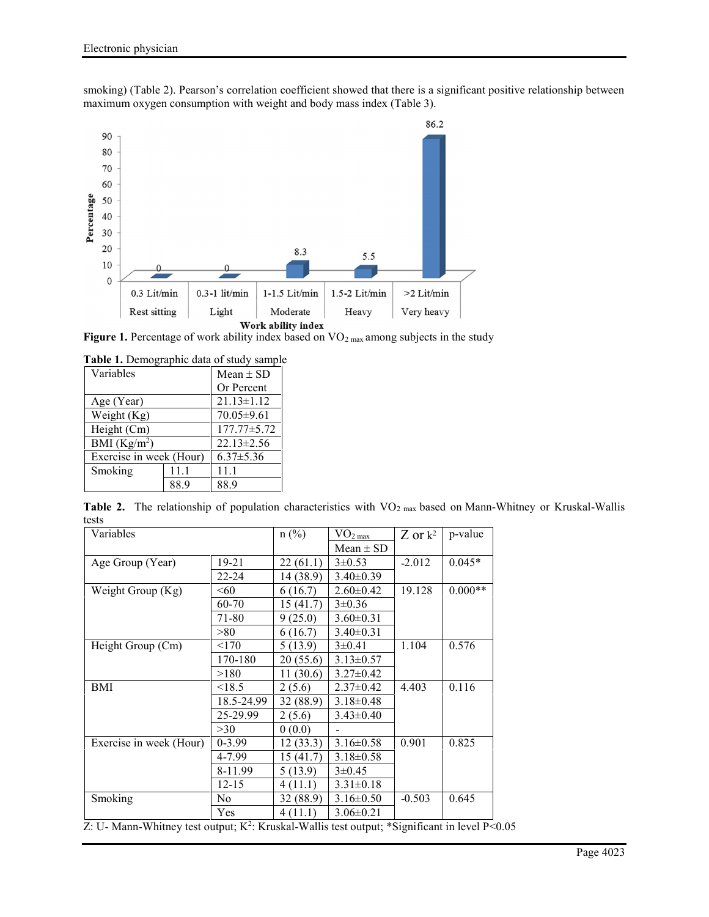smoking) (Table 2). Pearson's correlation coefficient showed that there is a significant positive relationship between maximum oxygen consumption with weight and body mass index (Table 3).

**Figure 1.** Percentage of work ability index based on $VO_{2\ max}$ among subjects in the study

**Table 1.** Demographic data of study sample

| Variables | | Mean ± SD Or Percent |
|---|---|---|
| Age (Year) | | 21.13±1.12 |
| Weight (Kg) | | 70.05±9.61 |
| Height (Cm) | | 177.77±5.72 |
| BMI (Kg/m$^2$) | | 22.13±2.56 |
| Exercise in week (Hour) | | 6.37±5.36 |
| Smoking | 11.1 | 11.1 |
| | 88.9 | 88.9 |

**Table 2.** The relationship of population characteristics with $VO_{2\ max}$ based on Mann-Whitney or Kruskal-Wallis tests

| Variables | | n (%) | $VO_{2\ max}$ Mean ± SD | Z or k$^2$ | p-value |
|---|---|---|---|---|---|
| Age Group (Year) | 19-21 | 22 (61.1) | 3±0.53 | -2.012 | 0.045* |
| | 22-24 | 14 (38.9) | 3.40±0.39 | | |
| Weight Group (Kg) | <60 | 6 (16.7) | 2.60±0.42 | 19.128 | 0.000** |
| | 60-70 | 15 (41.7) | 3±0.36 | | |
| | 71-80 | 9 (25.0) | 3.60±0.31 | | |
| | >80 | 6 (16.7) | 3.40±0.31 | | |
| Height Group (Cm) | <170 | 5 (13.9) | 3±0.41 | 1.104 | 0.576 |
| | 170-180 | 20 (55.6) | 3.13±0.57 | | |
| | >180 | 11 (30.6) | 3.27±0.42 | | |
| BMI | <18.5 | 2 (5.6) | 2.37±0.42 | 4.403 | 0.116 |
| | 18.5-24.99 | 32 (88.9) | 3.18±0.48 | | |
| | 25-29.99 | 2 (5.6) | 3.43±0.40 | | |
| | >30 | 0 (0.0) | - | | |
| Exercise in week (Hour) | 0-3.99 | 12 (33.3) | 3.16±0.58 | 0.901 | 0.825 |
| | 4-7.99 | 15 (41.7) | 3.18±0.58 | | |
| | 8-11.99 | 5 (13.9) | 3±0.45 | | |
| | 12-15 | 4 (11.1) | 3.31±0.18 | | |
| Smoking | No | 32 (88.9) | 3.16±0.50 | -0.503 | 0.645 |
| | Yes | 4 (11.1) | 3.06±0.21 | | |

Z: U- Mann-Whitney test output; K$^2$: Kruskal-Wallis test output; *Significant in level P<0.05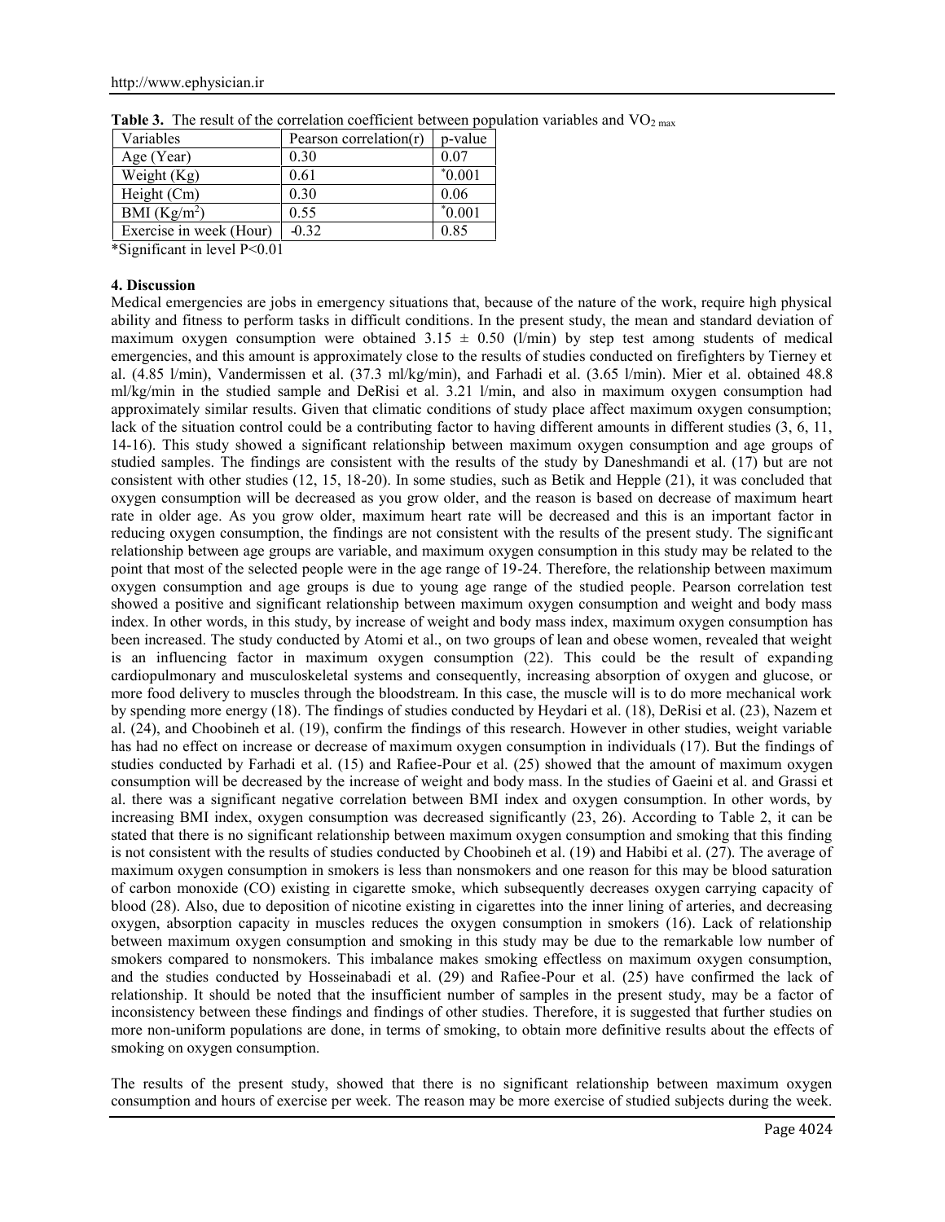**Table 3.** The result of the correlation coefficient between population variables and $VO_{2\ max}$

| Variables | Pearson correlation(r) | p-value |
|---|---|---|
| Age (Year) | 0.30 | 0.07 |
| Weight (Kg) | 0.61 | *0.001 |
| Height (Cm) | 0.30 | 0.06 |
| BMI ($Kg/m^2$) | 0.55 | *0.001 |
| Exercise in week (Hour) | -0.32 | 0.85 |

*Significant in level $P<0.01$

**4. Discussion**

Medical emergencies are jobs in emergency situations that, because of the nature of the work, require high physical ability and fitness to perform tasks in difficult conditions. In the present study, the mean and standard deviation of maximum oxygen consumption were obtained $3.15 \pm 0.50$ (l/min) by step test among students of medical emergencies, and this amount is approximately close to the results of studies conducted on firefighters by Tierney et al. (4.85 l/min), Vandermissen et al. (37.3 ml/kg/min), and Farhadi et al. (3.65 l/min). Mier et al. obtained 48.8 ml/kg/min in the studied sample and DeRisi et al. 3.21 l/min, and also in maximum oxygen consumption had approximately similar results. Given that climatic conditions of study place affect maximum oxygen consumption; lack of the situation control could be a contributing factor to having different amounts in different studies (3, 6, 11, 14-16). This study showed a significant relationship between maximum oxygen consumption and age groups of studied samples. The findings are consistent with the results of the study by Daneshmandi et al. (17) but are not consistent with other studies (12, 15, 18-20). In some studies, such as Betik and Hepple (21), it was concluded that oxygen consumption will be decreased as you grow older, and the reason is based on decrease of maximum heart rate in older age. As you grow older, maximum heart rate will be decreased and this is an important factor in reducing oxygen consumption, the findings are not consistent with the results of the present study. The significant relationship between age groups are variable, and maximum oxygen consumption in this study may be related to the point that most of the selected people were in the age range of 19-24. Therefore, the relationship between maximum oxygen consumption and age groups is due to young age range of the studied people. Pearson correlation test showed a positive and significant relationship between maximum oxygen consumption and weight and body mass index. In other words, in this study, by increase of weight and body mass index, maximum oxygen consumption has been increased. The study conducted by Atomi et al., on two groups of lean and obese women, revealed that weight is an influencing factor in maximum oxygen consumption (22). This could be the result of expanding cardiopulmonary and musculoskeletal systems and consequently, increasing absorption of oxygen and glucose, or more food delivery to muscles through the bloodstream. In this case, the muscle will is to do more mechanical work by spending more energy (18). The findings of studies conducted by Heydari et al. (18), DeRisi et al. (23), Nazem et al. (24), and Choobineh et al. (19), confirm the findings of this research. However in other studies, weight variable has had no effect on increase or decrease of maximum oxygen consumption in individuals (17). But the findings of studies conducted by Farhadi et al. (15) and Rafiee-Pour et al. (25) showed that the amount of maximum oxygen consumption will be decreased by the increase of weight and body mass. In the studies of Gaeini et al. and Grassi et al. there was a significant negative correlation between BMI index and oxygen consumption. In other words, by increasing BMI index, oxygen consumption was decreased significantly (23, 26). According to Table 2, it can be stated that there is no significant relationship between maximum oxygen consumption and smoking that this finding is not consistent with the results of studies conducted by Choobineh et al. (19) and Habibi et al. (27). The average of maximum oxygen consumption in smokers is less than nonsmokers and one reason for this may be blood saturation of carbon monoxide (CO) existing in cigarette smoke, which subsequently decreases oxygen carrying capacity of blood (28). Also, due to deposition of nicotine existing in cigarettes into the inner lining of arteries, and decreasing oxygen, absorption capacity in muscles reduces the oxygen consumption in smokers (16). Lack of relationship between maximum oxygen consumption and smoking in this study may be due to the remarkable low number of smokers compared to nonsmokers. This imbalance makes smoking effectless on maximum oxygen consumption, and the studies conducted by Hosseinabadi et al. (29) and Rafiee-Pour et al. (25) have confirmed the lack of relationship. It should be noted that the insufficient number of samples in the present study, may be a factor of inconsistency between these findings and findings of other studies. Therefore, it is suggested that further studies on more non-uniform populations are done, in terms of smoking, to obtain more definitive results about the effects of smoking on oxygen consumption.

The results of the present study, showed that there is no significant relationship between maximum oxygen consumption and hours of exercise per week. The reason may be more exercise of studied subjects during the week.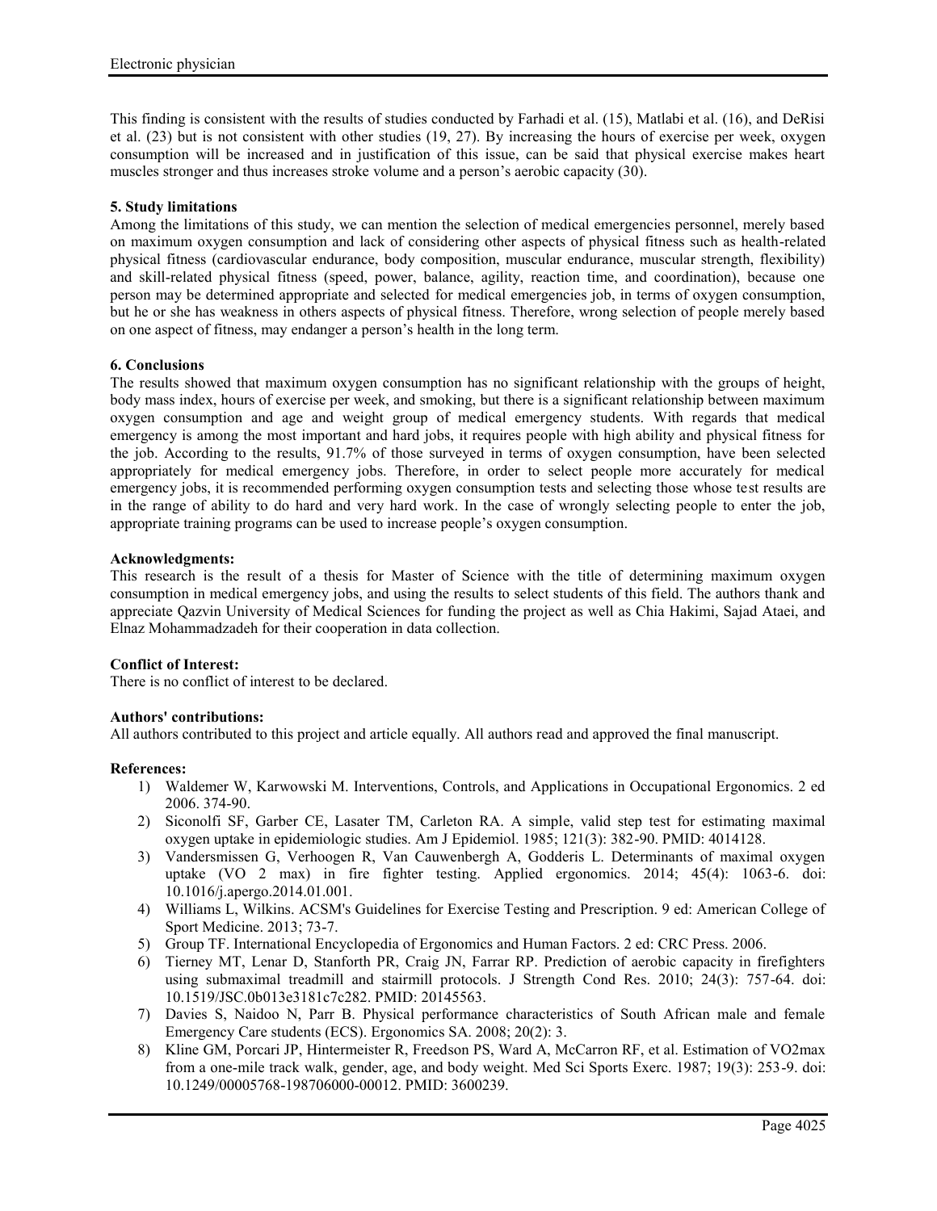This finding is consistent with the results of studies conducted by Farhadi et al. (15), Matlabi et al. (16), and DeRisi et al. (23) but is not consistent with other studies (19, 27). By increasing the hours of exercise per week, oxygen consumption will be increased and in justification of this issue, can be said that physical exercise makes heart muscles stronger and thus increases stroke volume and a person's aerobic capacity (30).

### 5. Study limitations

Among the limitations of this study, we can mention the selection of medical emergencies personnel, merely based on maximum oxygen consumption and lack of considering other aspects of physical fitness such as health-related physical fitness (cardiovascular endurance, body composition, muscular endurance, muscular strength, flexibility) and skill-related physical fitness (speed, power, balance, agility, reaction time, and coordination), because one person may be determined appropriate and selected for medical emergencies job, in terms of oxygen consumption, but he or she has weakness in others aspects of physical fitness. Therefore, wrong selection of people merely based on one aspect of fitness, may endanger a person's health in the long term.

### 6. Conclusions

The results showed that maximum oxygen consumption has no significant relationship with the groups of height, body mass index, hours of exercise per week, and smoking, but there is a significant relationship between maximum oxygen consumption and age and weight group of medical emergency students. With regards that medical emergency is among the most important and hard jobs, it requires people with high ability and physical fitness for the job. According to the results, 91.7% of those surveyed in terms of oxygen consumption, have been selected appropriately for medical emergency jobs. Therefore, in order to select people more accurately for medical emergency jobs, it is recommended performing oxygen consumption tests and selecting those whose test results are in the range of ability to do hard and very hard work. In the case of wrongly selecting people to enter the job, appropriate training programs can be used to increase people's oxygen consumption.

### Acknowledgments:

This research is the result of a thesis for Master of Science with the title of determining maximum oxygen consumption in medical emergency jobs, and using the results to select students of this field. The authors thank and appreciate Qazvin University of Medical Sciences for funding the project as well as Chia Hakimi, Sajad Ataei, and Elnaz Mohammadzadeh for their cooperation in data collection.

### Conflict of Interest:

There is no conflict of interest to be declared.

### Authors' contributions:

All authors contributed to this project and article equally. All authors read and approved the final manuscript.

### References:

1) Waldemer W, Karwowski M. Interventions, Controls, and Applications in Occupational Ergonomics. 2 ed 2006. 374-90.
2) Siconolfi SF, Garber CE, Lasater TM, Carleton RA. A simple, valid step test for estimating maximal oxygen uptake in epidemiologic studies. Am J Epidemiol. 1985; 121(3): 382-90. PMID: 4014128.
3) Vandersmissen G, Verhoogen R, Van Cauwenbergh A, Godderis L. Determinants of maximal oxygen uptake (VO 2 max) in fire fighter testing. Applied ergonomics. 2014; 45(4): 1063-6. doi: 10.1016/j.apergo.2014.01.001.
4) Williams L, Wilkins. ACSM's Guidelines for Exercise Testing and Prescription. 9 ed: American College of Sport Medicine. 2013; 73-7.
5) Group TF. International Encyclopedia of Ergonomics and Human Factors. 2 ed: CRC Press. 2006.
6) Tierney MT, Lenar D, Stanforth PR, Craig JN, Farrar RP. Prediction of aerobic capacity in firefighters using submaximal treadmill and stairmill protocols. J Strength Cond Res. 2010; 24(3): 757-64. doi: 10.1519/JSC.0b013e3181c7c282. PMID: 20145563.
7) Davies S, Naidoo N, Parr B. Physical performance characteristics of South African male and female Emergency Care students (ECS). Ergonomics SA. 2008; 20(2): 3.
8) Kline GM, Porcari JP, Hintermeister R, Freedson PS, Ward A, McCarron RF, et al. Estimation of VO2max from a one-mile track walk, gender, age, and body weight. Med Sci Sports Exerc. 1987; 19(3): 253-9. doi: 10.1249/00005768-198706000-00012. PMID: 3600239.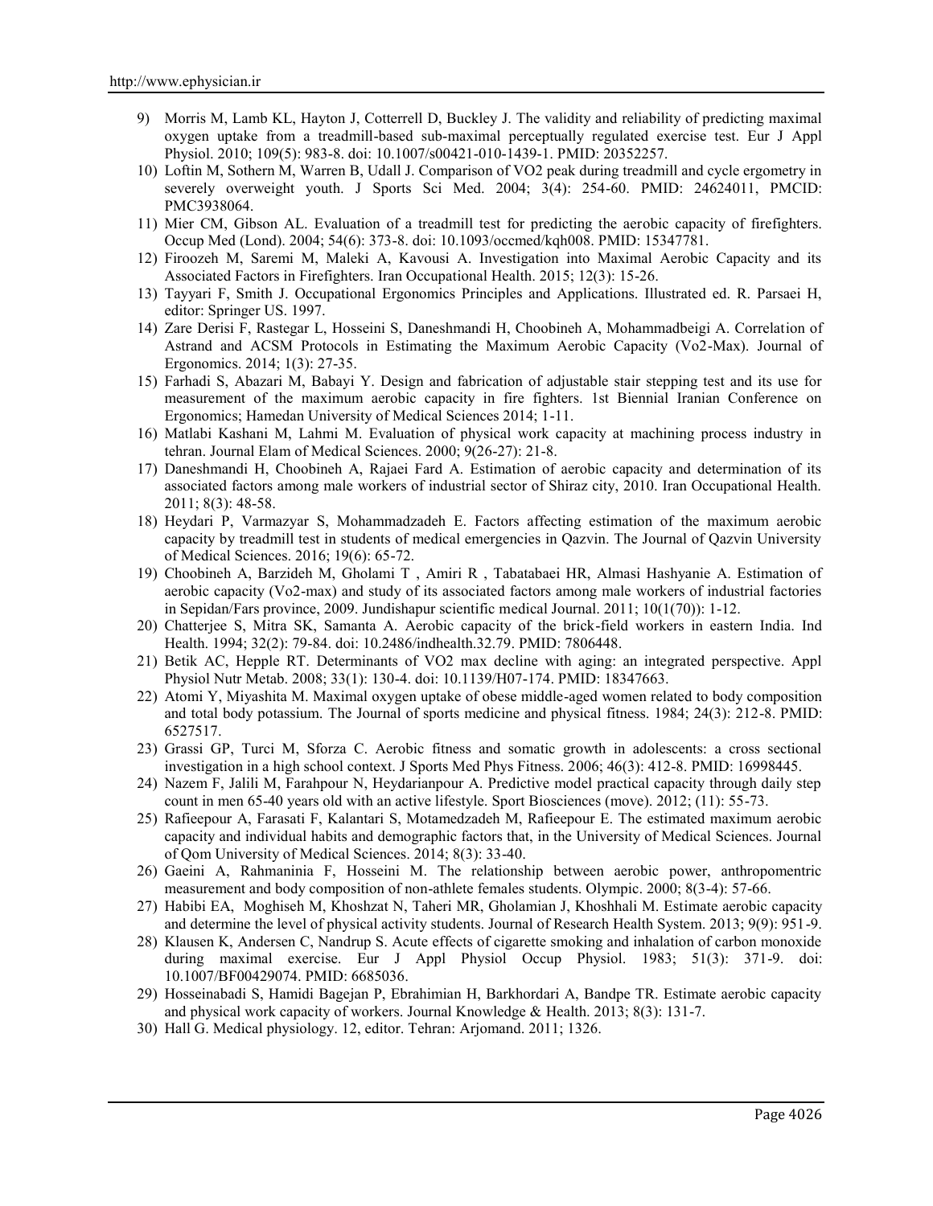9) Morris M, Lamb KL, Hayton J, Cotterrell D, Buckley J. The validity and reliability of predicting maximal oxygen uptake from a treadmill-based sub-maximal perceptually regulated exercise test. Eur J Appl Physiol. 2010; 109(5): 983-8. doi: 10.1007/s00421-010-1439-1. PMID: 20352257.
10) Loftin M, Sothern M, Warren B, Udall J. Comparison of VO2 peak during treadmill and cycle ergometry in severely overweight youth. J Sports Sci Med. 2004; 3(4): 254-60. PMID: 24624011, PMCID: PMC3938064.
11) Mier CM, Gibson AL. Evaluation of a treadmill test for predicting the aerobic capacity of firefighters. Occup Med (Lond). 2004; 54(6): 373-8. doi: 10.1093/occmed/kqh008. PMID: 15347781.
12) Firoozeh M, Saremi M, Maleki A, Kavousi A. Investigation into Maximal Aerobic Capacity and its Associated Factors in Firefighters. Iran Occupational Health. 2015; 12(3): 15-26.
13) Tayyari F, Smith J. Occupational Ergonomics Principles and Applications. Illustrated ed. R. Parsaei H, editor: Springer US. 1997.
14) Zare Derisi F, Rastegar L, Hosseini S, Daneshmandi H, Choobineh A, Mohammadbeigi A. Correlation of Astrand and ACSM Protocols in Estimating the Maximum Aerobic Capacity (Vo2-Max). Journal of Ergonomics. 2014; 1(3): 27-35.
15) Farhadi S, Abazari M, Babayi Y. Design and fabrication of adjustable stair stepping test and its use for measurement of the maximum aerobic capacity in fire fighters. 1st Biennial Iranian Conference on Ergonomics; Hamedan University of Medical Sciences 2014; 1-11.
16) Matlabi Kashani M, Lahmi M. Evaluation of physical work capacity at machining process industry in tehran. Journal Elam of Medical Sciences. 2000; 9(26-27): 21-8.
17) Daneshmandi H, Choobineh A, Rajaei Fard A. Estimation of aerobic capacity and determination of its associated factors among male workers of industrial sector of Shiraz city, 2010. Iran Occupational Health. 2011; 8(3): 48-58.
18) Heydari P, Varmazyar S, Mohammadzadeh E. Factors affecting estimation of the maximum aerobic capacity by treadmill test in students of medical emergencies in Qazvin. The Journal of Qazvin University of Medical Sciences. 2016; 19(6): 65-72.
19) Choobineh A, Barzideh M, Gholami T , Amiri R , Tabatabaei HR, Almasi Hashyanie A. Estimation of aerobic capacity (Vo2-max) and study of its associated factors among male workers of industrial factories in Sepidan/Fars province, 2009. Jundishapur scientific medical Journal. 2011; 10(1(70)): 1-12.
20) Chatterjee S, Mitra SK, Samanta A. Aerobic capacity of the brick-field workers in eastern India. Ind Health. 1994; 32(2): 79-84. doi: 10.2486/indhealth.32.79. PMID: 7806448.
21) Betik AC, Hepple RT. Determinants of VO2 max decline with aging: an integrated perspective. Appl Physiol Nutr Metab. 2008; 33(1): 130-4. doi: 10.1139/H07-174. PMID: 18347663.
22) Atomi Y, Miyashita M. Maximal oxygen uptake of obese middle-aged women related to body composition and total body potassium. The Journal of sports medicine and physical fitness. 1984; 24(3): 212-8. PMID: 6527517.
23) Grassi GP, Turci M, Sforza C. Aerobic fitness and somatic growth in adolescents: a cross sectional investigation in a high school context. J Sports Med Phys Fitness. 2006; 46(3): 412-8. PMID: 16998445.
24) Nazem F, Jalili M, Farahpour N, Heydarianpour A. Predictive model practical capacity through daily step count in men 65-40 years old with an active lifestyle. Sport Biosciences (move). 2012; (11): 55-73.
25) Rafieepour A, Farasati F, Kalantari S, Motamedzadeh M, Rafieepour E. The estimated maximum aerobic capacity and individual habits and demographic factors that, in the University of Medical Sciences. Journal of Qom University of Medical Sciences. 2014; 8(3): 33-40.
26) Gaeini A, Rahmaninia F, Hosseini M. The relationship between aerobic power, anthropomentric measurement and body composition of non-athlete females students. Olympic. 2000; 8(3-4): 57-66.
27) Habibi EA, Moghiseh M, Khoshzat N, Taheri MR, Gholamian J, Khoshhali M. Estimate aerobic capacity and determine the level of physical activity students. Journal of Research Health System. 2013; 9(9): 951-9.
28) Klausen K, Andersen C, Nandrup S. Acute effects of cigarette smoking and inhalation of carbon monoxide during maximal exercise. Eur J Appl Physiol Occup Physiol. 1983; 51(3): 371-9. doi: 10.1007/BF00429074. PMID: 6685036.
29) Hosseinabadi S, Hamidi Bagejan P, Ebrahimian H, Barkhordari A, Bandpe TR. Estimate aerobic capacity and physical work capacity of workers. Journal Knowledge & Health. 2013; 8(3): 131-7.
30) Hall G. Medical physiology. 12, editor. Tehran: Arjomand. 2011; 1326.